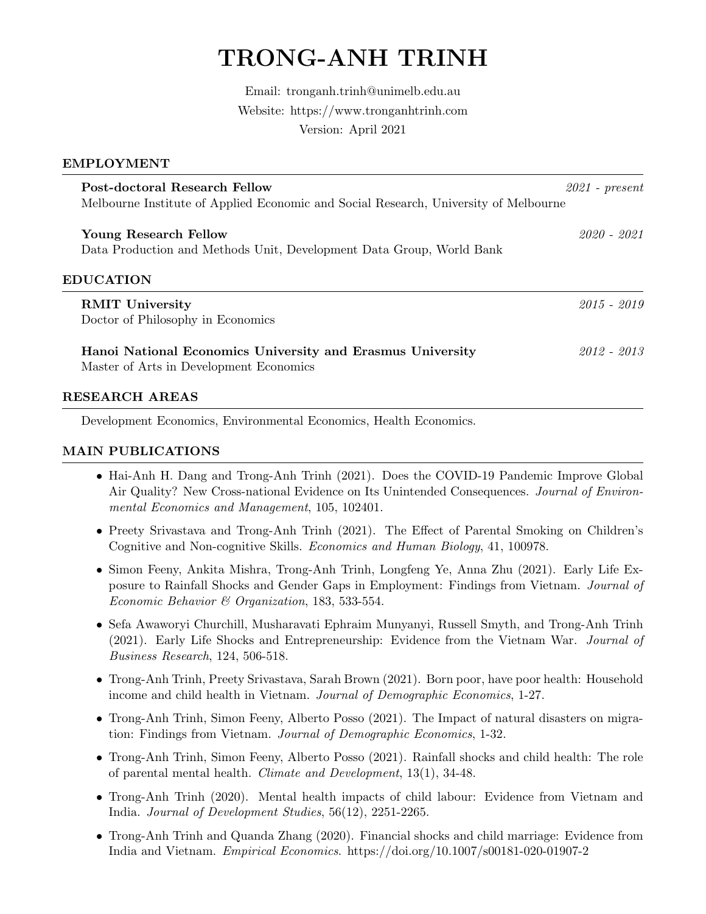# TRONG-ANH TRINH

Email: tronganh.trinh@unimelb.edu.au
Website: https://www.tronganhtrinh.com
Version: April 2021

## EMPLOYMENT

**Post-doctoral Research Fellow** *2021 - present*
Melbourne Institute of Applied Economic and Social Research, University of Melbourne

**Young Research Fellow** *2020 - 2021*
Data Production and Methods Unit, Development Data Group, World Bank

## EDUCATION

**RMIT University** *2015 - 2019*
Doctor of Philosophy in Economics

**Hanoi National Economics University and Erasmus University** *2012 - 2013*
Master of Arts in Development Economics

## RESEARCH AREAS

Development Economics, Environmental Economics, Health Economics.

## MAIN PUBLICATIONS

- Hai-Anh H. Dang and Trong-Anh Trinh (2021). Does the COVID-19 Pandemic Improve Global Air Quality? New Cross-national Evidence on Its Unintended Consequences. *Journal of Environmental Economics and Management*, 105, 102401.
- Preety Srivastava and Trong-Anh Trinh (2021). The Effect of Parental Smoking on Children's Cognitive and Non-cognitive Skills. *Economics and Human Biology*, 41, 100978.
- Simon Feeny, Ankita Mishra, Trong-Anh Trinh, Longfeng Ye, Anna Zhu (2021). Early Life Exposure to Rainfall Shocks and Gender Gaps in Employment: Findings from Vietnam. *Journal of Economic Behavior & Organization*, 183, 533-554.
- Sefa Awaworyi Churchill, Musharavati Ephraim Munyanyi, Russell Smyth, and Trong-Anh Trinh (2021). Early Life Shocks and Entrepreneurship: Evidence from the Vietnam War. *Journal of Business Research*, 124, 506-518.
- Trong-Anh Trinh, Preety Srivastava, Sarah Brown (2021). Born poor, have poor health: Household income and child health in Vietnam. *Journal of Demographic Economics*, 1-27.
- Trong-Anh Trinh, Simon Feeny, Alberto Posso (2021). The Impact of natural disasters on migration: Findings from Vietnam. *Journal of Demographic Economics*, 1-32.
- Trong-Anh Trinh, Simon Feeny, Alberto Posso (2021). Rainfall shocks and child health: The role of parental mental health. *Climate and Development*, 13(1), 34-48.
- Trong-Anh Trinh (2020). Mental health impacts of child labour: Evidence from Vietnam and India. *Journal of Development Studies*, 56(12), 2251-2265.
- Trong-Anh Trinh and Quanda Zhang (2020). Financial shocks and child marriage: Evidence from India and Vietnam. *Empirical Economics*. https://doi.org/10.1007/s00181-020-01907-2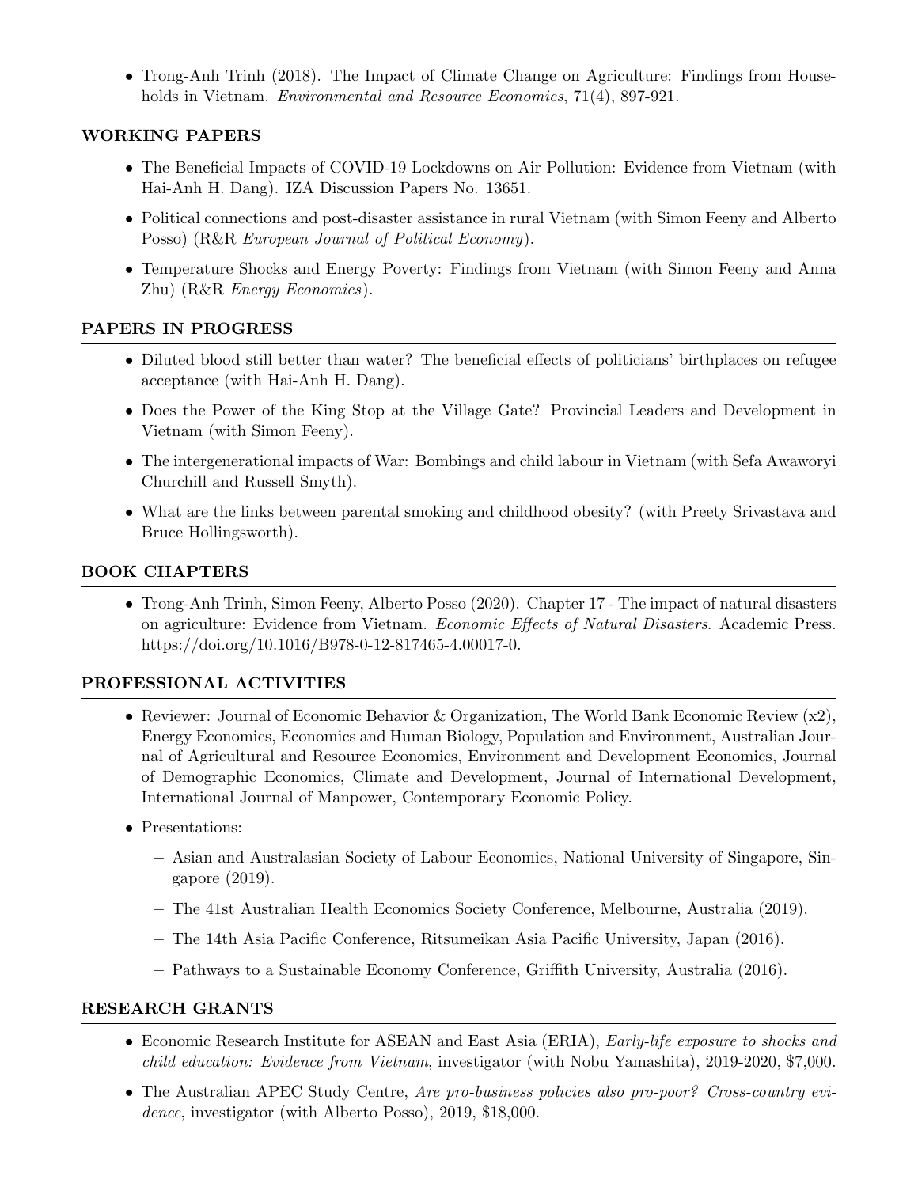- Trong-Anh Trinh (2018). The Impact of Climate Change on Agriculture: Findings from Households in Vietnam. *Environmental and Resource Economics*, 71(4), 897-921.

## WORKING PAPERS

- The Beneficial Impacts of COVID-19 Lockdowns on Air Pollution: Evidence from Vietnam (with Hai-Anh H. Dang). IZA Discussion Papers No. 13651.
- Political connections and post-disaster assistance in rural Vietnam (with Simon Feeny and Alberto Posso) (R&R *European Journal of Political Economy*).
- Temperature Shocks and Energy Poverty: Findings from Vietnam (with Simon Feeny and Anna Zhu) (R&R *Energy Economics*).

## PAPERS IN PROGRESS

- Diluted blood still better than water? The beneficial effects of politicians' birthplaces on refugee acceptance (with Hai-Anh H. Dang).
- Does the Power of the King Stop at the Village Gate? Provincial Leaders and Development in Vietnam (with Simon Feeny).
- The intergenerational impacts of War: Bombings and child labour in Vietnam (with Sefa Awaworyi Churchill and Russell Smyth).
- What are the links between parental smoking and childhood obesity? (with Preety Srivastava and Bruce Hollingsworth).

## BOOK CHAPTERS

- Trong-Anh Trinh, Simon Feeny, Alberto Posso (2020). Chapter 17 - The impact of natural disasters on agriculture: Evidence from Vietnam. *Economic Effects of Natural Disasters*. Academic Press. https://doi.org/10.1016/B978-0-12-817465-4.00017-0.

## PROFESSIONAL ACTIVITIES

- Reviewer: Journal of Economic Behavior & Organization, The World Bank Economic Review (x2), Energy Economics, Economics and Human Biology, Population and Environment, Australian Journal of Agricultural and Resource Economics, Environment and Development Economics, Journal of Demographic Economics, Climate and Development, Journal of International Development, International Journal of Manpower, Contemporary Economic Policy.
- Presentations:
  - Asian and Australasian Society of Labour Economics, National University of Singapore, Singapore (2019).
  - The 41st Australian Health Economics Society Conference, Melbourne, Australia (2019).
  - The 14th Asia Pacific Conference, Ritsumeikan Asia Pacific University, Japan (2016).
  - Pathways to a Sustainable Economy Conference, Griffith University, Australia (2016).

## RESEARCH GRANTS

- Economic Research Institute for ASEAN and East Asia (ERIA), *Early-life exposure to shocks and child education: Evidence from Vietnam*, investigator (with Nobu Yamashita), 2019-2020, $7,000.
- The Australian APEC Study Centre, *Are pro-business policies also pro-poor? Cross-country evidence*, investigator (with Alberto Posso), 2019, $18,000.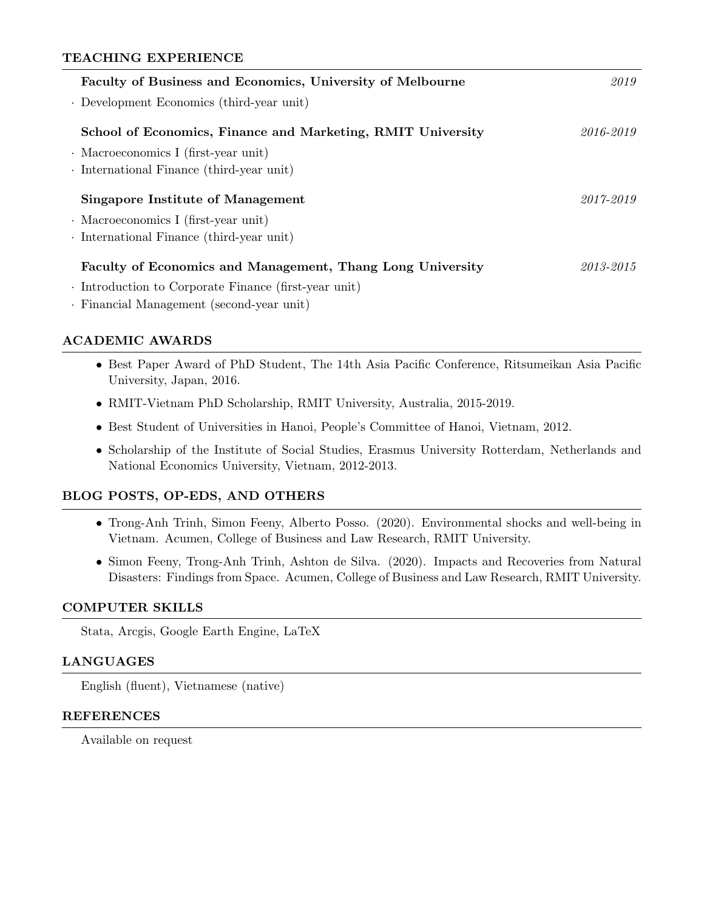## TEACHING EXPERIENCE

**Faculty of Business and Economics, University of Melbourne** *2019*

- Development Economics (third-year unit)

**School of Economics, Finance and Marketing, RMIT University** *2016-2019*

- Macroeconomics I (first-year unit)
- International Finance (third-year unit)

**Singapore Institute of Management** *2017-2019*

- Macroeconomics I (first-year unit)
- International Finance (third-year unit)

**Faculty of Economics and Management, Thang Long University** *2013-2015*

- Introduction to Corporate Finance (first-year unit)
- Financial Management (second-year unit)

## ACADEMIC AWARDS

- Best Paper Award of PhD Student, The 14th Asia Pacific Conference, Ritsumeikan Asia Pacific University, Japan, 2016.
- RMIT-Vietnam PhD Scholarship, RMIT University, Australia, 2015-2019.
- Best Student of Universities in Hanoi, People's Committee of Hanoi, Vietnam, 2012.
- Scholarship of the Institute of Social Studies, Erasmus University Rotterdam, Netherlands and National Economics University, Vietnam, 2012-2013.

## BLOG POSTS, OP-EDS, AND OTHERS

- Trong-Anh Trinh, Simon Feeny, Alberto Posso. (2020). Environmental shocks and well-being in Vietnam. Acumen, College of Business and Law Research, RMIT University.
- Simon Feeny, Trong-Anh Trinh, Ashton de Silva. (2020). Impacts and Recoveries from Natural Disasters: Findings from Space. Acumen, College of Business and Law Research, RMIT University.

## COMPUTER SKILLS

Stata, Arcgis, Google Earth Engine, LaTeX

## LANGUAGES

English (fluent), Vietnamese (native)

## REFERENCES

Available on request